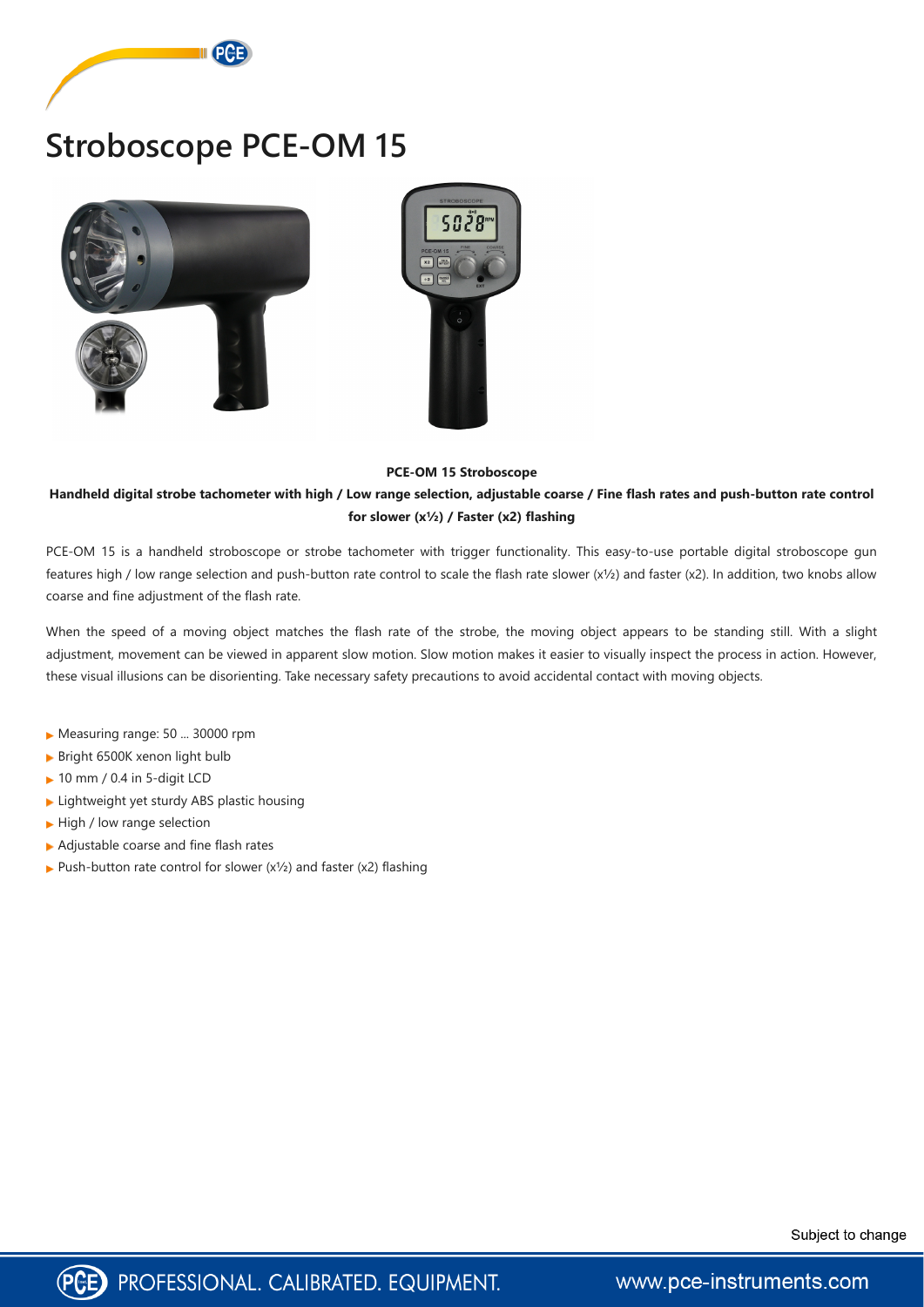# Stroboscope PCE-OM 15

**PCE-OM 15 Stroboscope**

**Handheld digital strobe tachometer with high / Low range selection, adjustable coarse / Fine flash rates and push-button rate control for slower (x½) / Faster (x2) flashing**

PCE-OM 15 is a handheld stroboscope or strobe tachometer with trigger functionality. This easy-to-use portable digital stroboscope gun features high / low range selection and push-button rate control to scale the flash rate slower (x½) and faster (x2). In addition, two knobs allow coarse and fine adjustment of the flash rate.

When the speed of a moving object matches the flash rate of the strobe, the moving object appears to be standing still. With a slight adjustment, movement can be viewed in apparent slow motion. Slow motion makes it easier to visually inspect the process in action. However, these visual illusions can be disorienting. Take necessary safety precautions to avoid accidental contact with moving objects.

- Measuring range: 50 ... 30000 rpm
- Bright 6500K xenon light bulb
- 10 mm / 0.4 in 5-digit LCD
- Lightweight yet sturdy ABS plastic housing
- High / low range selection
- Adjustable coarse and fine flash rates
- Push-button rate control for slower (x½) and faster (x2) flashing

Subject to change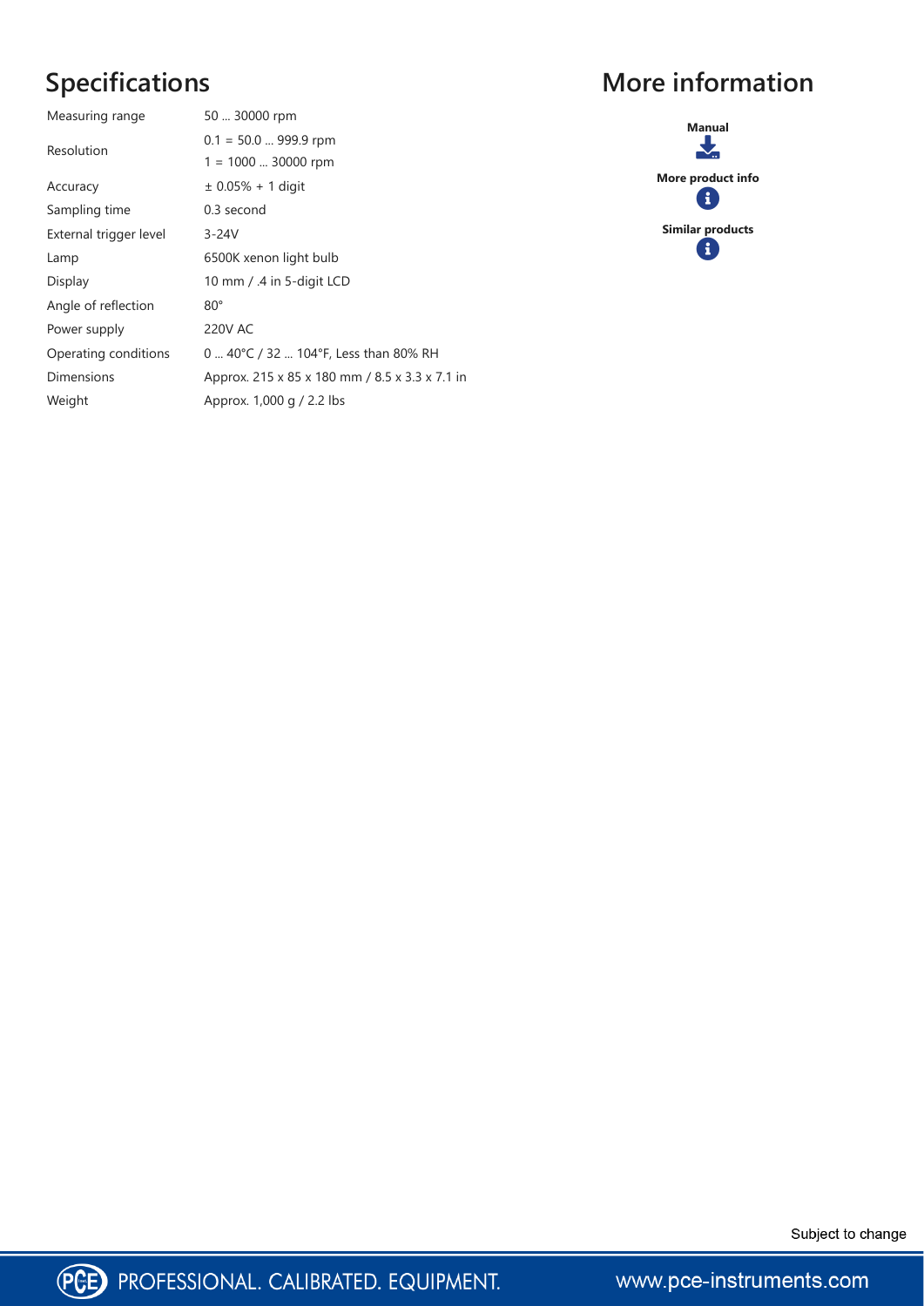## Specifications

| | |
|---|---|
| Measuring range | 50 ... 30000 rpm |
| Resolution | 0.1 = 50.0 ... 999.9 rpm<br>1 = 1000 ... 30000 rpm |
| Accuracy | ± 0.05% + 1 digit |
| Sampling time | 0.3 second |
| External trigger level | 3-24V |
| Lamp | 6500K xenon light bulb |
| Display | 10 mm / .4 in 5-digit LCD |
| Angle of reflection | 80° |
| Power supply | 220V AC |
| Operating conditions | 0 ... 40°C / 32 ... 104°F, Less than 80% RH |
| Dimensions | Approx. 215 x 85 x 180 mm / 8.5 x 3.3 x 7.1 in |
| Weight | Approx. 1,000 g / 2.2 lbs |

## More information

**Manual**

**More product info**

**Similar products**

Subject to change